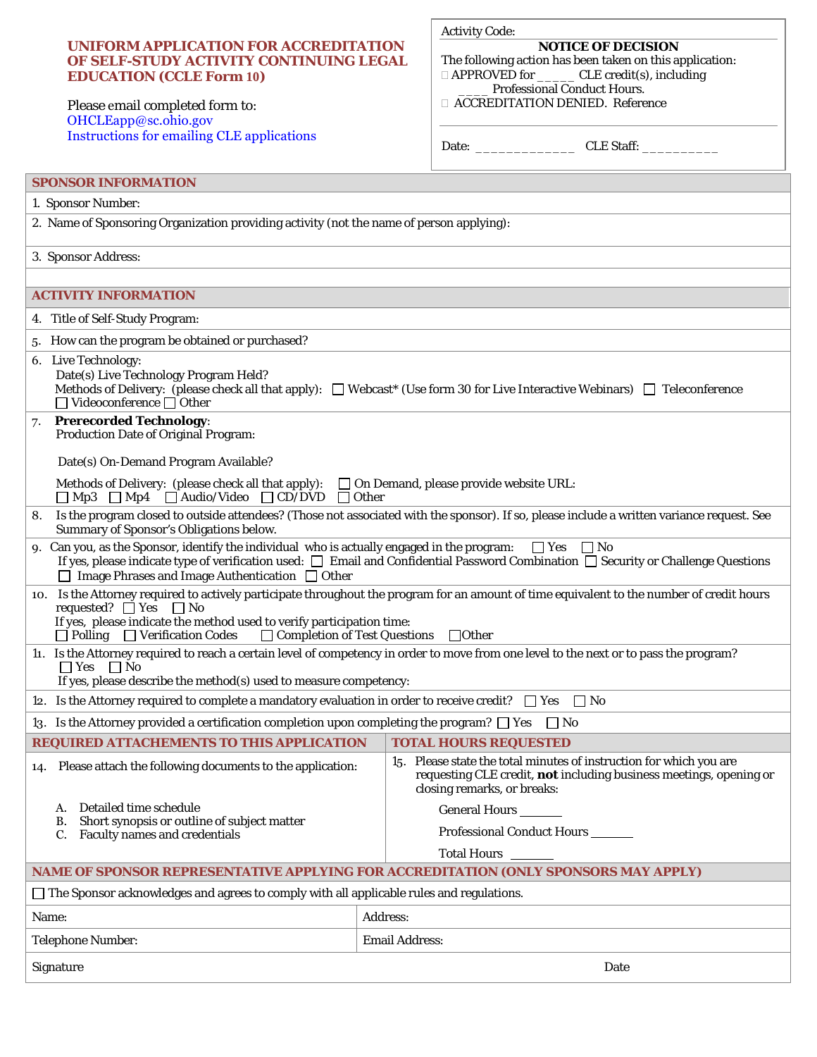# UNIFORM APPLICATION FOR ACCREDITATION OF SELF-STUDY ACTIVITY CONTINUING LEGAL EDUCATION (CCLE Form 10)

Please email completed form to:
OHCLEapp@sc.ohio.gov
Instructions for emailing CLE applications

Activity Code:

**NOTICE OF DECISION**

The following action has been taken on this application:

☐ APPROVED for _____ CLE credit(s), including ____ Professional Conduct Hours.

☐ ACCREDITATION DENIED. Reference

Date: _____________ CLE Staff: __________

## SPONSOR INFORMATION

1. Sponsor Number:
2. Name of Sponsoring Organization providing activity (not the name of person applying):
3. Sponsor Address:

## ACTIVITY INFORMATION

4. Title of Self-Study Program:
5. How can the program be obtained or purchased?
6. Live Technology:
   Date(s) Live Technology Program Held?
   Methods of Delivery: (please check all that apply): ☐ Webcast* (Use form 30 for Live Interactive Webinars) ☐ Teleconference ☐ Videoconference ☐ Other
7. **Prerecorded Technology**:
   Production Date of Original Program:

   Date(s) On-Demand Program Available?

   Methods of Delivery: (please check all that apply): ☐ On Demand, please provide website URL:
   ☐ Mp3 ☐ Mp4 ☐ Audio/Video ☐ CD/DVD ☐ Other
8. Is the program closed to outside attendees? (Those not associated with the sponsor). If so, please include a written variance request. See Summary of Sponsor's Obligations below.
9. Can you, as the Sponsor, identify the individual who is actually engaged in the program: ☐ Yes ☐ No
   If yes, please indicate type of verification used: ☐ Email and Confidential Password Combination ☐ Security or Challenge Questions ☐ Image Phrases and Image Authentication ☐ Other
10. Is the Attorney required to actively participate throughout the program for an amount of time equivalent to the number of credit hours requested? ☐ Yes ☐ No
    If yes, please indicate the method used to verify participation time:
    ☐ Polling ☐ Verification Codes ☐ Completion of Test Questions ☐ Other
11. Is the Attorney required to reach a certain level of competency in order to move from one level to the next or to pass the program?
    ☐ Yes ☐ No
    If yes, please describe the method(s) used to measure competency:
12. Is the Attorney required to complete a mandatory evaluation in order to receive credit? ☐ Yes ☐ No
13. Is the Attorney provided a certification completion upon completing the program? ☐ Yes ☐ No

## REQUIRED ATTACHEMENTS TO THIS APPLICATION

14. Please attach the following documents to the application:

    A. Detailed time schedule
    B. Short synopsis or outline of subject matter
    C. Faculty names and credentials

## TOTAL HOURS REQUESTED

15. Please state the total minutes of instruction for which you are requesting CLE credit, **not** including business meetings, opening or closing remarks, or breaks:

    General Hours _______

    Professional Conduct Hours _______

    Total Hours _______

## NAME OF SPONSOR REPRESENTATIVE APPLYING FOR ACCREDITATION (ONLY SPONSORS MAY APPLY)

☐ The Sponsor acknowledges and agrees to comply with all applicable rules and regulations.

| Name: | Address: |
|---|---|
| Telephone Number: | Email Address: |
| Signature | Date |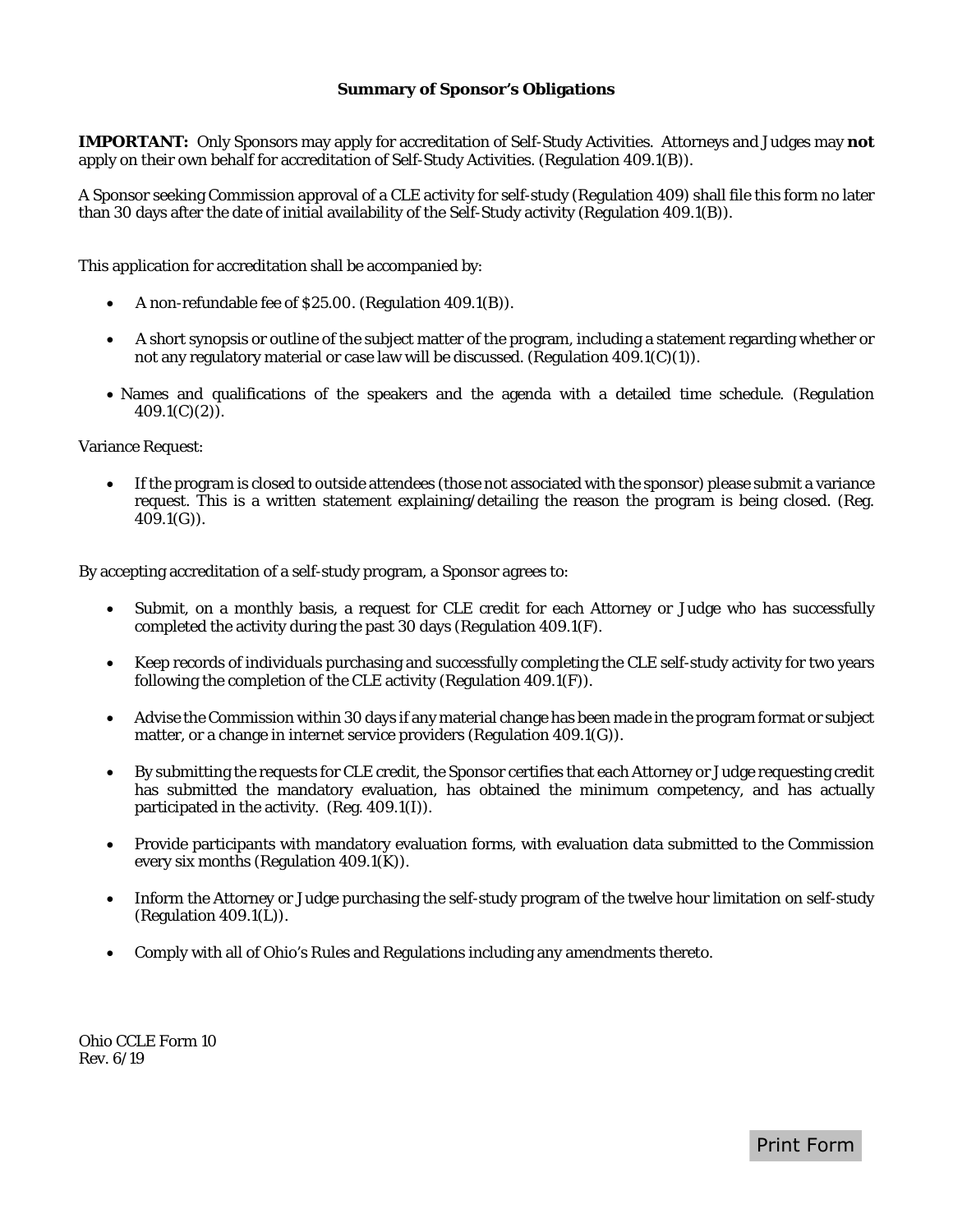### Summary of Sponsor's Obligations

**IMPORTANT:** Only Sponsors may apply for accreditation of Self-Study Activities. Attorneys and Judges may **not** apply on their own behalf for accreditation of Self-Study Activities. (Regulation 409.1(B)).

A Sponsor seeking Commission approval of a CLE activity for self-study (Regulation 409) shall file this form no later than 30 days after the date of initial availability of the Self-Study activity (Regulation 409.1(B)).

This application for accreditation shall be accompanied by:

- A non-refundable fee of $25.00. (Regulation 409.1(B)).
- A short synopsis or outline of the subject matter of the program, including a statement regarding whether or not any regulatory material or case law will be discussed. (Regulation 409.1(C)(1)).
- Names and qualifications of the speakers and the agenda with a detailed time schedule. (Regulation 409.1(C)(2)).

Variance Request:

- If the program is closed to outside attendees (those not associated with the sponsor) please submit a variance request. This is a written statement explaining/detailing the reason the program is being closed. (Reg. 409.1(G)).

By accepting accreditation of a self-study program, a Sponsor agrees to:

- Submit, on a monthly basis, a request for CLE credit for each Attorney or Judge who has successfully completed the activity during the past 30 days (Regulation 409.1(F).
- Keep records of individuals purchasing and successfully completing the CLE self-study activity for two years following the completion of the CLE activity (Regulation 409.1(F)).
- Advise the Commission within 30 days if any material change has been made in the program format or subject matter, or a change in internet service providers (Regulation 409.1(G)).
- By submitting the requests for CLE credit, the Sponsor certifies that each Attorney or Judge requesting credit has submitted the mandatory evaluation, has obtained the minimum competency, and has actually participated in the activity. (Reg. 409.1(I)).
- Provide participants with mandatory evaluation forms, with evaluation data submitted to the Commission every six months (Regulation 409.1(K)).
- Inform the Attorney or Judge purchasing the self-study program of the twelve hour limitation on self-study (Regulation 409.1(L)).
- Comply with all of Ohio's Rules and Regulations including any amendments thereto.

Ohio CCLE Form 10
Rev. 6/19

Print Form